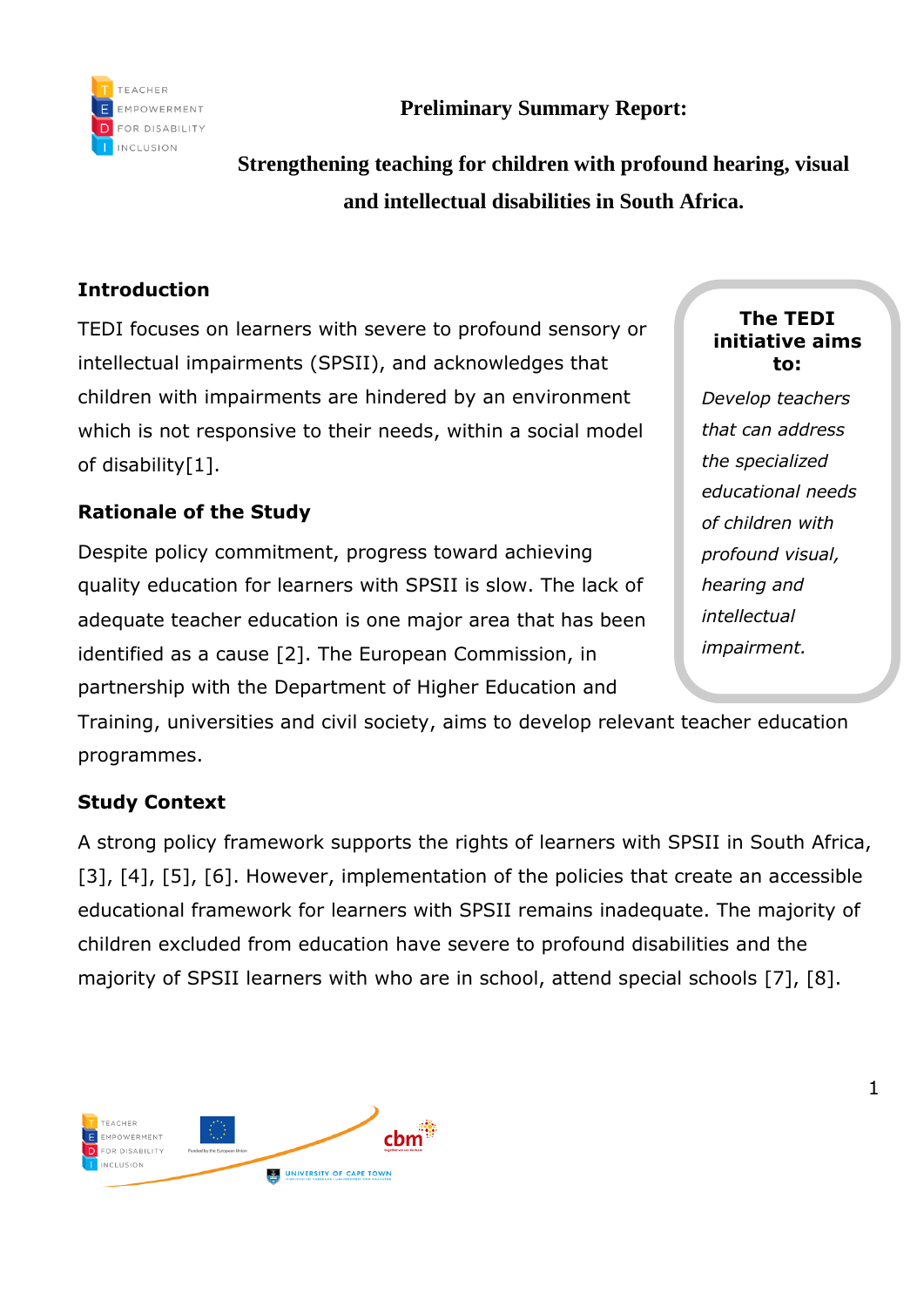**Preliminary Summary Report:**

# Strengthening teaching for children with profound hearing, visual and intellectual disabilities in South Africa.

## Introduction

TEDI focuses on learners with severe to profound sensory or intellectual impairments (SPSII), and acknowledges that children with impairments are hindered by an environment which is not responsive to their needs, within a social model of disability[1].

> **The TEDI initiative aims to:**
>
> *Develop teachers that can address the specialized educational needs of children with profound visual, hearing and intellectual impairment.*

## Rationale of the Study

Despite policy commitment, progress toward achieving quality education for learners with SPSII is slow. The lack of adequate teacher education is one major area that has been identified as a cause [2]. The European Commission, in partnership with the Department of Higher Education and Training, universities and civil society, aims to develop relevant teacher education programmes.

## Study Context

A strong policy framework supports the rights of learners with SPSII in South Africa, [3], [4], [5], [6]. However, implementation of the policies that create an accessible educational framework for learners with SPSII remains inadequate. The majority of children excluded from education have severe to profound disabilities and the majority of SPSII learners with who are in school, attend special schools [7], [8].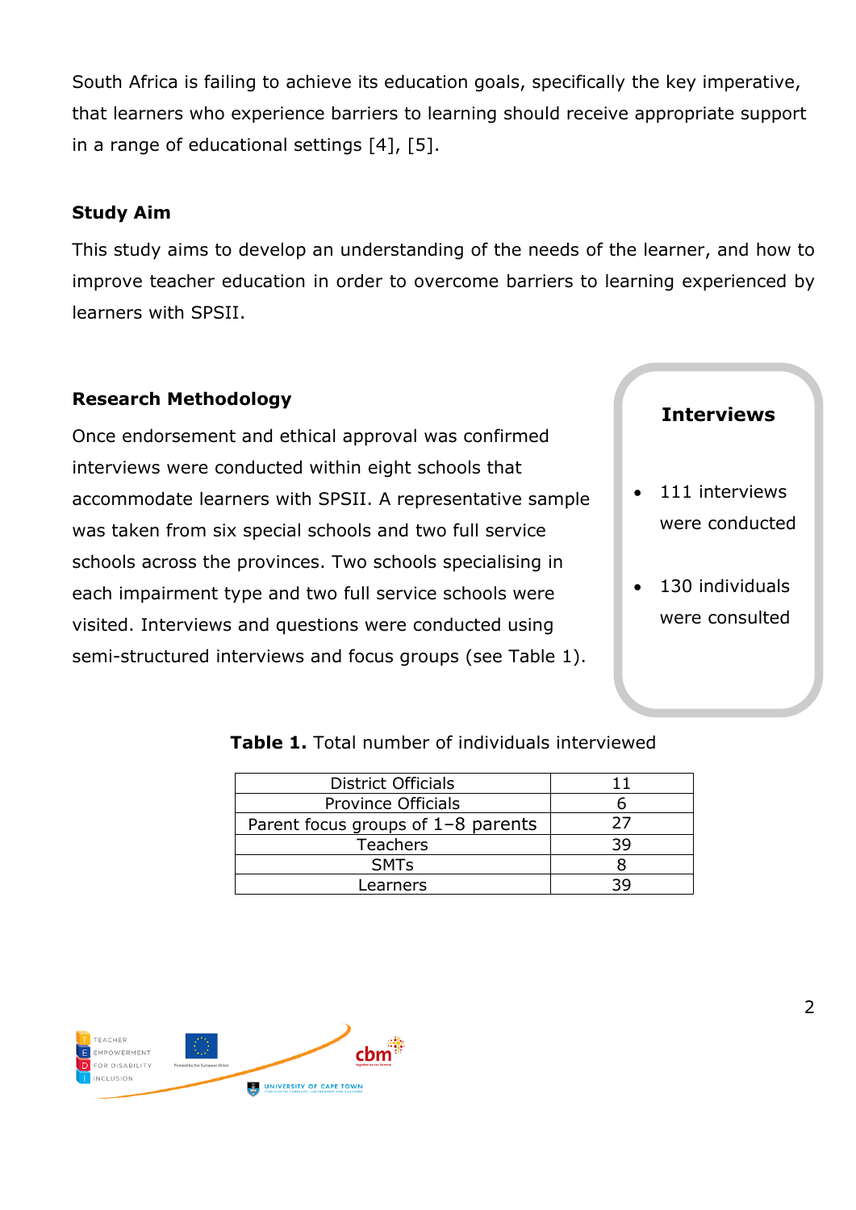South Africa is failing to achieve its education goals, specifically the key imperative, that learners who experience barriers to learning should receive appropriate support in a range of educational settings [4], [5].

### Study Aim

This study aims to develop an understanding of the needs of the learner, and how to improve teacher education in order to overcome barriers to learning experienced by learners with SPSII.

### Research Methodology

Once endorsement and ethical approval was confirmed interviews were conducted within eight schools that accommodate learners with SPSII. A representative sample was taken from six special schools and two full service schools across the provinces. Two schools specialising in each impairment type and two full service schools were visited. Interviews and questions were conducted using semi-structured interviews and focus groups (see Table 1).

**Interviews**

- 111 interviews were conducted
- 130 individuals were consulted

**Table 1.** Total number of individuals interviewed

| | |
|---|---|
| District Officials | 11 |
| Province Officials | 6 |
| Parent focus groups of 1–8 parents | 27 |
| Teachers | 39 |
| SMTs | 8 |
| Learners | 39 |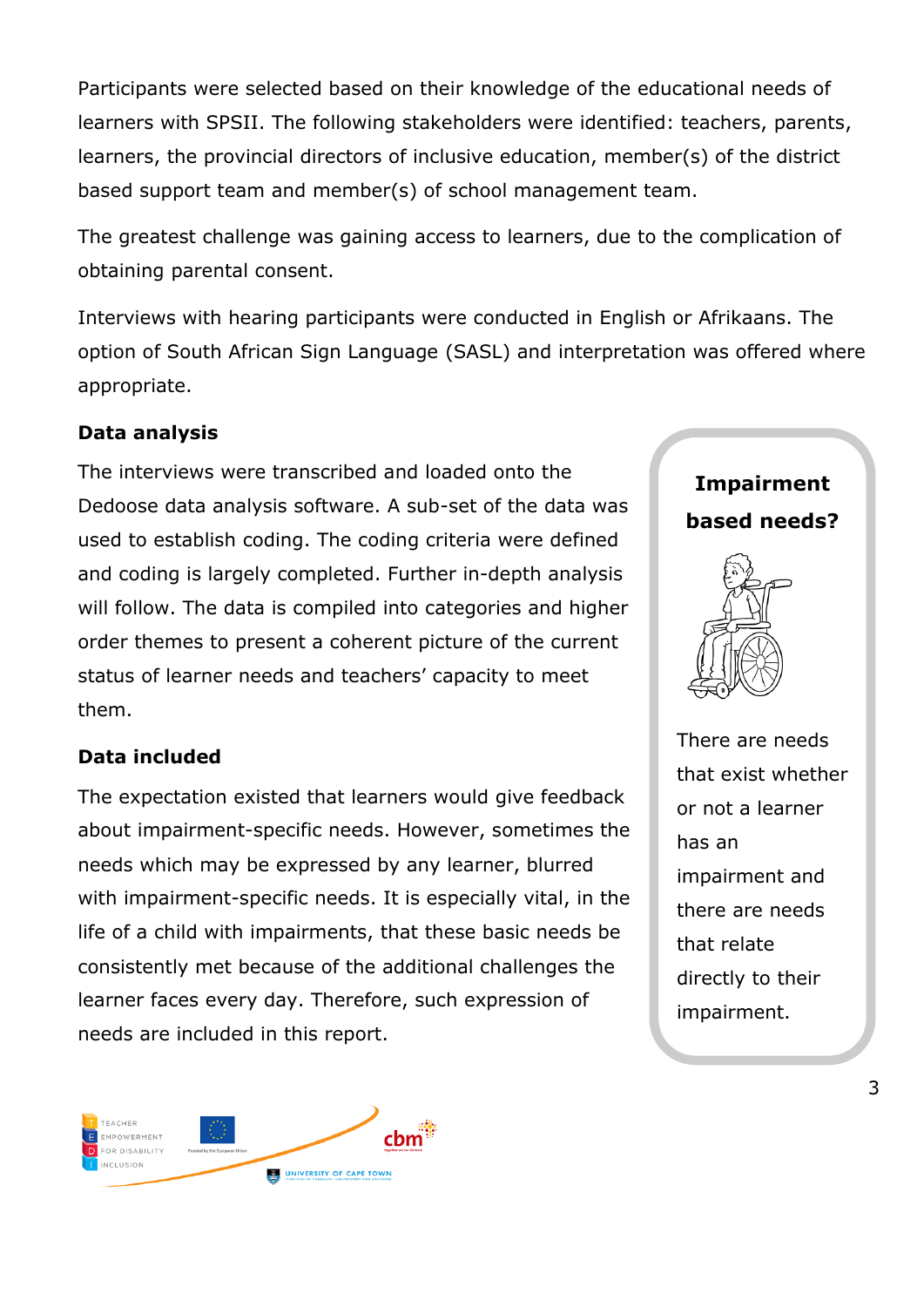Participants were selected based on their knowledge of the educational needs of learners with SPSII. The following stakeholders were identified: teachers, parents, learners, the provincial directors of inclusive education, member(s) of the district based support team and member(s) of school management team.

The greatest challenge was gaining access to learners, due to the complication of obtaining parental consent.

Interviews with hearing participants were conducted in English or Afrikaans. The option of South African Sign Language (SASL) and interpretation was offered where appropriate.

### Data analysis

The interviews were transcribed and loaded onto the Dedoose data analysis software. A sub-set of the data was used to establish coding. The coding criteria were defined and coding is largely completed. Further in-depth analysis will follow. The data is compiled into categories and higher order themes to present a coherent picture of the current status of learner needs and teachers' capacity to meet them.

### Data included

The expectation existed that learners would give feedback about impairment-specific needs. However, sometimes the needs which may be expressed by any learner, blurred with impairment-specific needs. It is especially vital, in the life of a child with impairments, that these basic needs be consistently met because of the additional challenges the learner faces every day. Therefore, such expression of needs are included in this report.

**Impairment based needs?**

There are needs that exist whether or not a learner has an impairment and there are needs that relate directly to their impairment.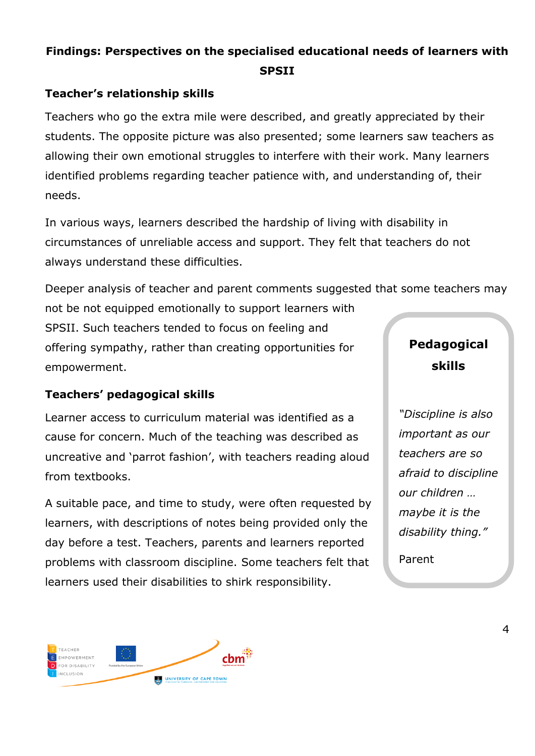## Findings: Perspectives on the specialised educational needs of learners with SPSII

### Teacher's relationship skills

Teachers who go the extra mile were described, and greatly appreciated by their students. The opposite picture was also presented; some learners saw teachers as allowing their own emotional struggles to interfere with their work. Many learners identified problems regarding teacher patience with, and understanding of, their needs.

In various ways, learners described the hardship of living with disability in circumstances of unreliable access and support. They felt that teachers do not always understand these difficulties.

Deeper analysis of teacher and parent comments suggested that some teachers may not be not equipped emotionally to support learners with SPSII. Such teachers tended to focus on feeling and offering sympathy, rather than creating opportunities for empowerment.

### Teachers' pedagogical skills

Learner access to curriculum material was identified as a cause for concern. Much of the teaching was described as uncreative and 'parrot fashion', with teachers reading aloud from textbooks.

A suitable pace, and time to study, were often requested by learners, with descriptions of notes being provided only the day before a test. Teachers, parents and learners reported problems with classroom discipline. Some teachers felt that learners used their disabilities to shirk responsibility.

> **Pedagogical skills**
>
> *"Discipline is also important as our teachers are so afraid to discipline our children … maybe it is the disability thing."*
>
> Parent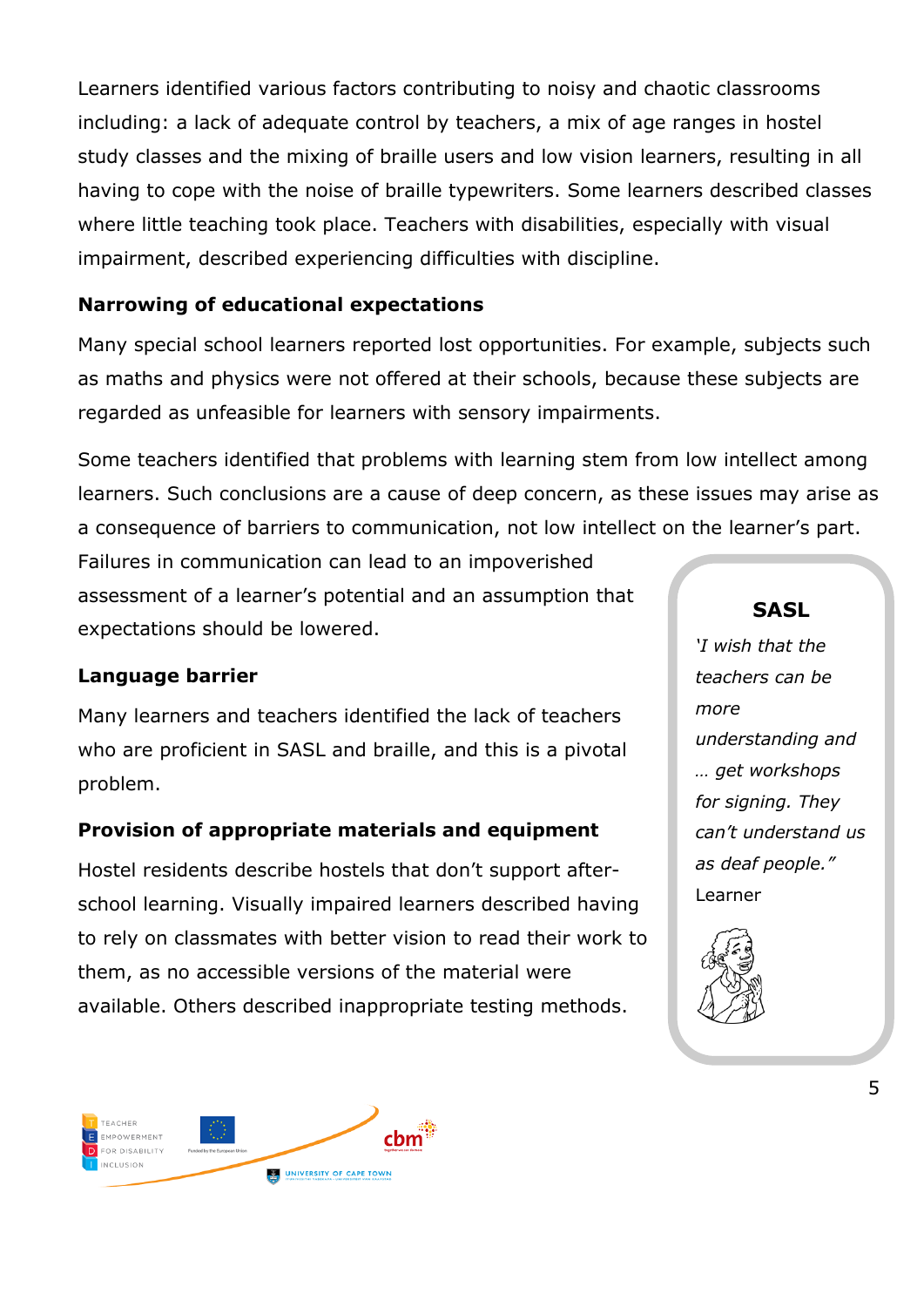Learners identified various factors contributing to noisy and chaotic classrooms including: a lack of adequate control by teachers, a mix of age ranges in hostel study classes and the mixing of braille users and low vision learners, resulting in all having to cope with the noise of braille typewriters. Some learners described classes where little teaching took place. Teachers with disabilities, especially with visual impairment, described experiencing difficulties with discipline.

**Narrowing of educational expectations**

Many special school learners reported lost opportunities. For example, subjects such as maths and physics were not offered at their schools, because these subjects are regarded as unfeasible for learners with sensory impairments.

Some teachers identified that problems with learning stem from low intellect among learners. Such conclusions are a cause of deep concern, as these issues may arise as a consequence of barriers to communication, not low intellect on the learner's part. Failures in communication can lead to an impoverished assessment of a learner's potential and an assumption that expectations should be lowered.

**Language barrier**

Many learners and teachers identified the lack of teachers who are proficient in SASL and braille, and this is a pivotal problem.

**Provision of appropriate materials and equipment**

Hostel residents describe hostels that don't support after-school learning. Visually impaired learners described having to rely on classmates with better vision to read their work to them, as no accessible versions of the material were available. Others described inappropriate testing methods.

> **SASL**
>
> *'I wish that the teachers can be more understanding and … get workshops for signing. They can't understand us as deaf people."*
>
> Learner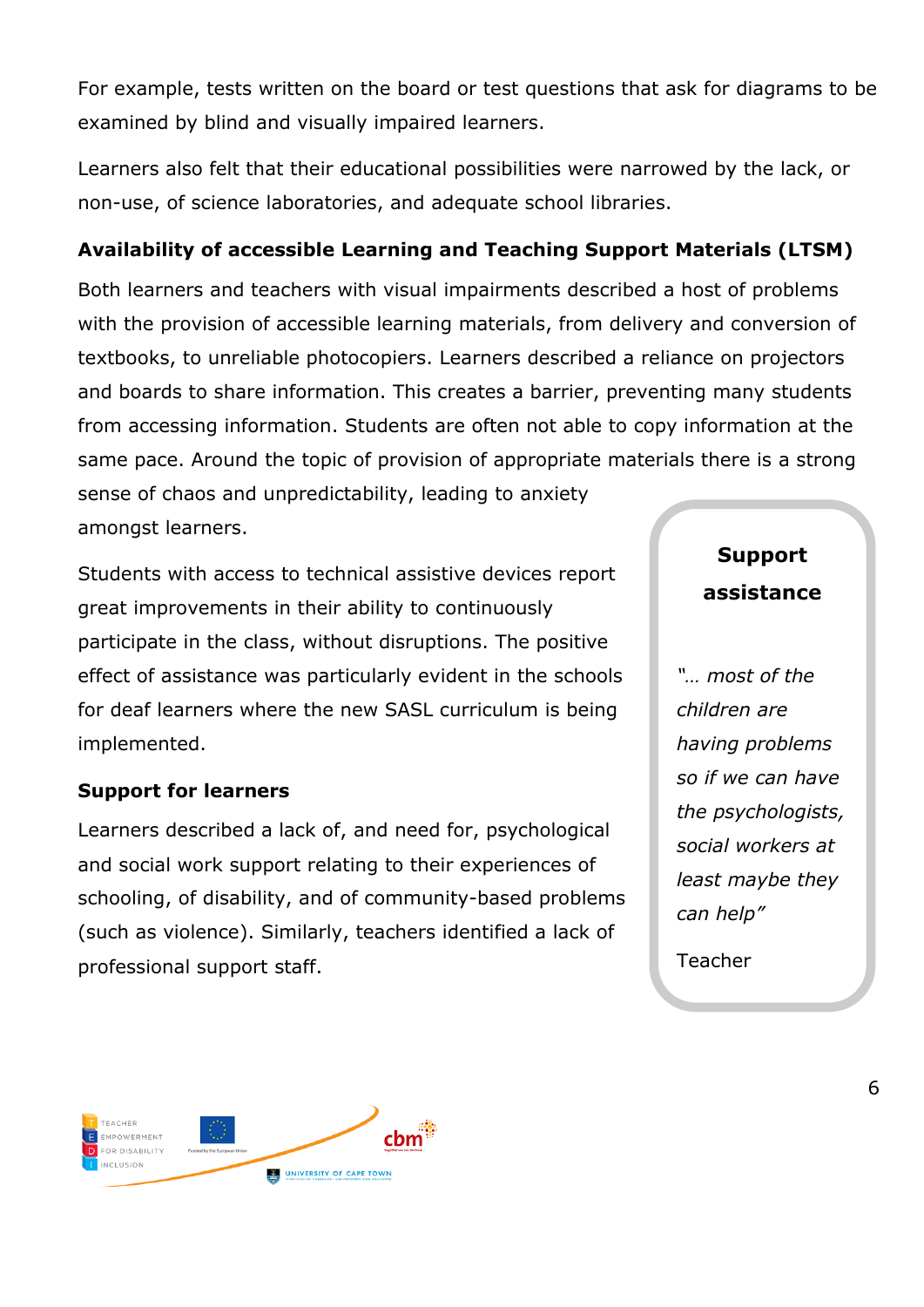For example, tests written on the board or test questions that ask for diagrams to be examined by blind and visually impaired learners.

Learners also felt that their educational possibilities were narrowed by the lack, or non-use, of science laboratories, and adequate school libraries.

**Availability of accessible Learning and Teaching Support Materials (LTSM)**

Both learners and teachers with visual impairments described a host of problems with the provision of accessible learning materials, from delivery and conversion of textbooks, to unreliable photocopiers. Learners described a reliance on projectors and boards to share information. This creates a barrier, preventing many students from accessing information. Students are often not able to copy information at the same pace. Around the topic of provision of appropriate materials there is a strong sense of chaos and unpredictability, leading to anxiety amongst learners.

Students with access to technical assistive devices report great improvements in their ability to continuously participate in the class, without disruptions. The positive effect of assistance was particularly evident in the schools for deaf learners where the new SASL curriculum is being implemented.

**Support for learners**

Learners described a lack of, and need for, psychological and social work support relating to their experiences of schooling, of disability, and of community-based problems (such as violence). Similarly, teachers identified a lack of professional support staff.

> **Support assistance**
>
> *"… most of the children are having problems so if we can have the psychologists, social workers at least maybe they can help"*
>
> Teacher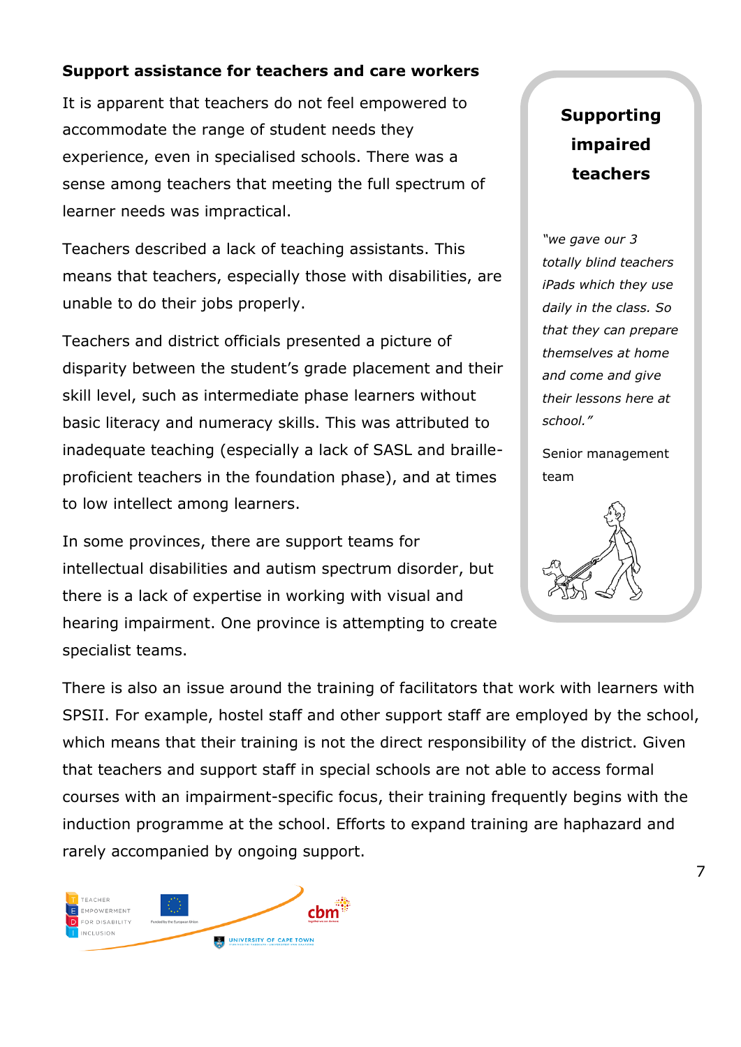### Support assistance for teachers and care workers

It is apparent that teachers do not feel empowered to accommodate the range of student needs they experience, even in specialised schools. There was a sense among teachers that meeting the full spectrum of learner needs was impractical.

Teachers described a lack of teaching assistants. This means that teachers, especially those with disabilities, are unable to do their jobs properly.

Teachers and district officials presented a picture of disparity between the student's grade placement and their skill level, such as intermediate phase learners without basic literacy and numeracy skills. This was attributed to inadequate teaching (especially a lack of SASL and braille-proficient teachers in the foundation phase), and at times to low intellect among learners.

In some provinces, there are support teams for intellectual disabilities and autism spectrum disorder, but there is a lack of expertise in working with visual and hearing impairment. One province is attempting to create specialist teams.

**Supporting impaired teachers**

*"we gave our 3 totally blind teachers iPads which they use daily in the class. So that they can prepare themselves at home and come and give their lessons here at school."*

Senior management team

There is also an issue around the training of facilitators that work with learners with SPSII. For example, hostel staff and other support staff are employed by the school, which means that their training is not the direct responsibility of the district. Given that teachers and support staff in special schools are not able to access formal courses with an impairment-specific focus, their training frequently begins with the induction programme at the school. Efforts to expand training are haphazard and rarely accompanied by ongoing support.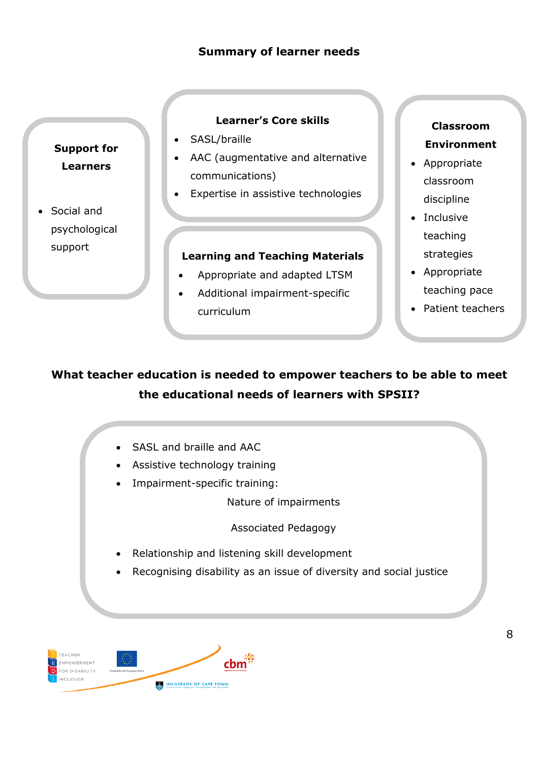## Summary of learner needs

**Support for Learners**

- Social and psychological support

**Learner's Core skills**

- SASL/braille
- AAC (augmentative and alternative communications)
- Expertise in assistive technologies

**Learning and Teaching Materials**

- Appropriate and adapted LTSM
- Additional impairment-specific curriculum

**Classroom Environment**

- Appropriate classroom discipline
- Inclusive teaching strategies
- Appropriate teaching pace
- Patient teachers

## What teacher education is needed to empower teachers to be able to meet the educational needs of learners with SPSII?

- SASL and braille and AAC
- Assistive technology training
- Impairment-specific training:
  - Nature of impairments
  - Associated Pedagogy
- Relationship and listening skill development
- Recognising disability as an issue of diversity and social justice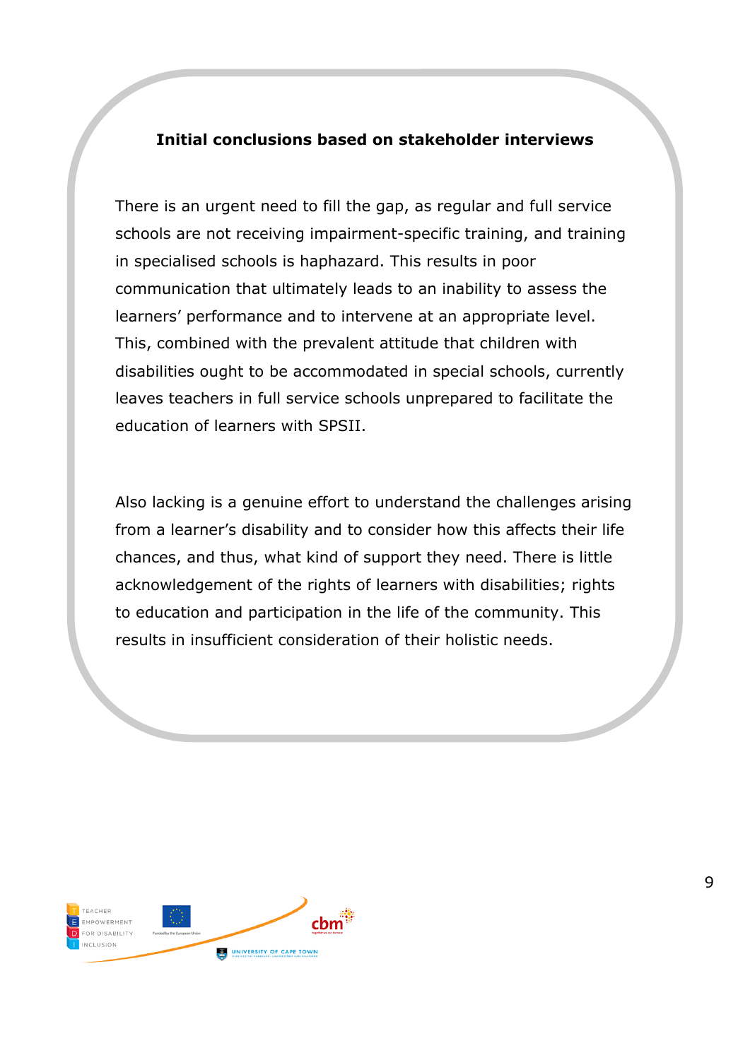**Initial conclusions based on stakeholder interviews**

There is an urgent need to fill the gap, as regular and full service schools are not receiving impairment-specific training, and training in specialised schools is haphazard. This results in poor communication that ultimately leads to an inability to assess the learners' performance and to intervene at an appropriate level. This, combined with the prevalent attitude that children with disabilities ought to be accommodated in special schools, currently leaves teachers in full service schools unprepared to facilitate the education of learners with SPSII.

Also lacking is a genuine effort to understand the challenges arising from a learner's disability and to consider how this affects their life chances, and thus, what kind of support they need. There is little acknowledgement of the rights of learners with disabilities; rights to education and participation in the life of the community. This results in insufficient consideration of their holistic needs.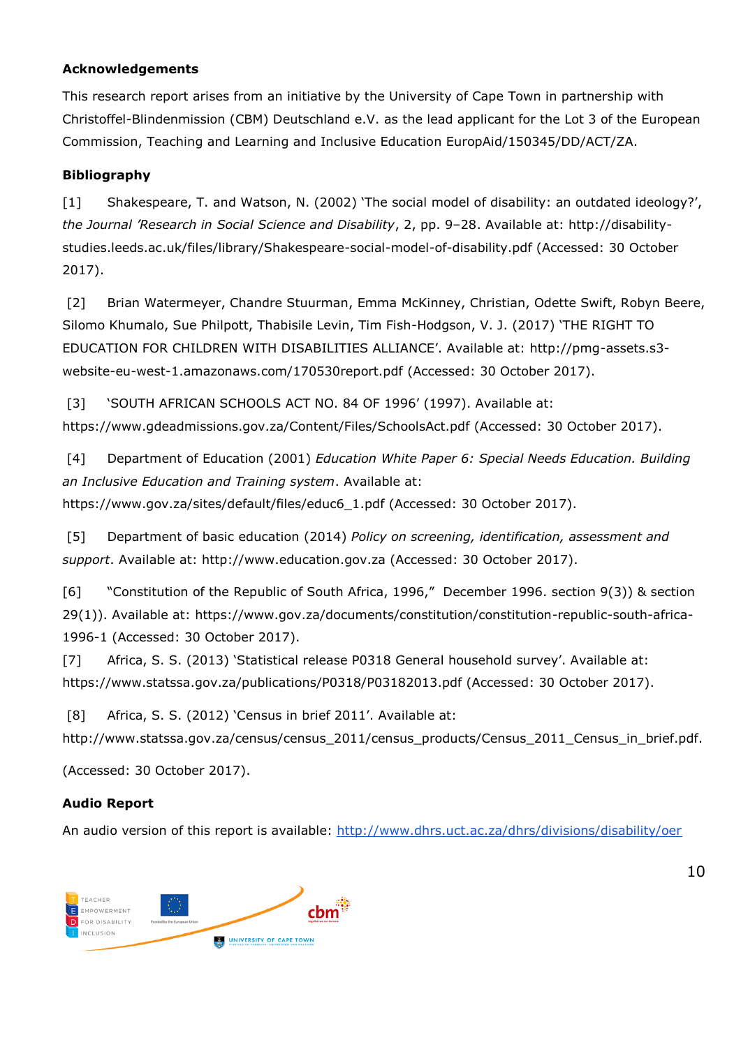**Acknowledgements**

This research report arises from an initiative by the University of Cape Town in partnership with Christoffel-Blindenmission (CBM) Deutschland e.V. as the lead applicant for the Lot 3 of the European Commission, Teaching and Learning and Inclusive Education EuropAid/150345/DD/ACT/ZA.

**Bibliography**

[1] Shakespeare, T. and Watson, N. (2002) 'The social model of disability: an outdated ideology?', *the Journal 'Research in Social Science and Disability*, 2, pp. 9–28. Available at: http://disability-studies.leeds.ac.uk/files/library/Shakespeare-social-model-of-disability.pdf (Accessed: 30 October 2017).

[2] Brian Watermeyer, Chandre Stuurman, Emma McKinney, Christian, Odette Swift, Robyn Beere, Silomo Khumalo, Sue Philpott, Thabisile Levin, Tim Fish-Hodgson, V. J. (2017) 'THE RIGHT TO EDUCATION FOR CHILDREN WITH DISABILITIES ALLIANCE'. Available at: http://pmg-assets.s3-website-eu-west-1.amazonaws.com/170530report.pdf (Accessed: 30 October 2017).

[3] 'SOUTH AFRICAN SCHOOLS ACT NO. 84 OF 1996' (1997). Available at: https://www.gdeadmissions.gov.za/Content/Files/SchoolsAct.pdf (Accessed: 30 October 2017).

[4] Department of Education (2001) *Education White Paper 6: Special Needs Education. Building an Inclusive Education and Training system*. Available at: https://www.gov.za/sites/default/files/educ6_1.pdf (Accessed: 30 October 2017).

[5] Department of basic education (2014) *Policy on screening, identification, assessment and support*. Available at: http://www.education.gov.za (Accessed: 30 October 2017).

[6] "Constitution of the Republic of South Africa, 1996," December 1996. section 9(3)) & section 29(1)). Available at: https://www.gov.za/documents/constitution/constitution-republic-south-africa-1996-1 (Accessed: 30 October 2017).

[7] Africa, S. S. (2013) 'Statistical release P0318 General household survey'. Available at: https://www.statssa.gov.za/publications/P0318/P03182013.pdf (Accessed: 30 October 2017).

[8] Africa, S. S. (2012) 'Census in brief 2011'. Available at: http://www.statssa.gov.za/census/census_2011/census_products/Census_2011_Census_in_brief.pdf. (Accessed: 30 October 2017).

**Audio Report**

An audio version of this report is available: http://www.dhrs.uct.ac.za/dhrs/divisions/disability/oer